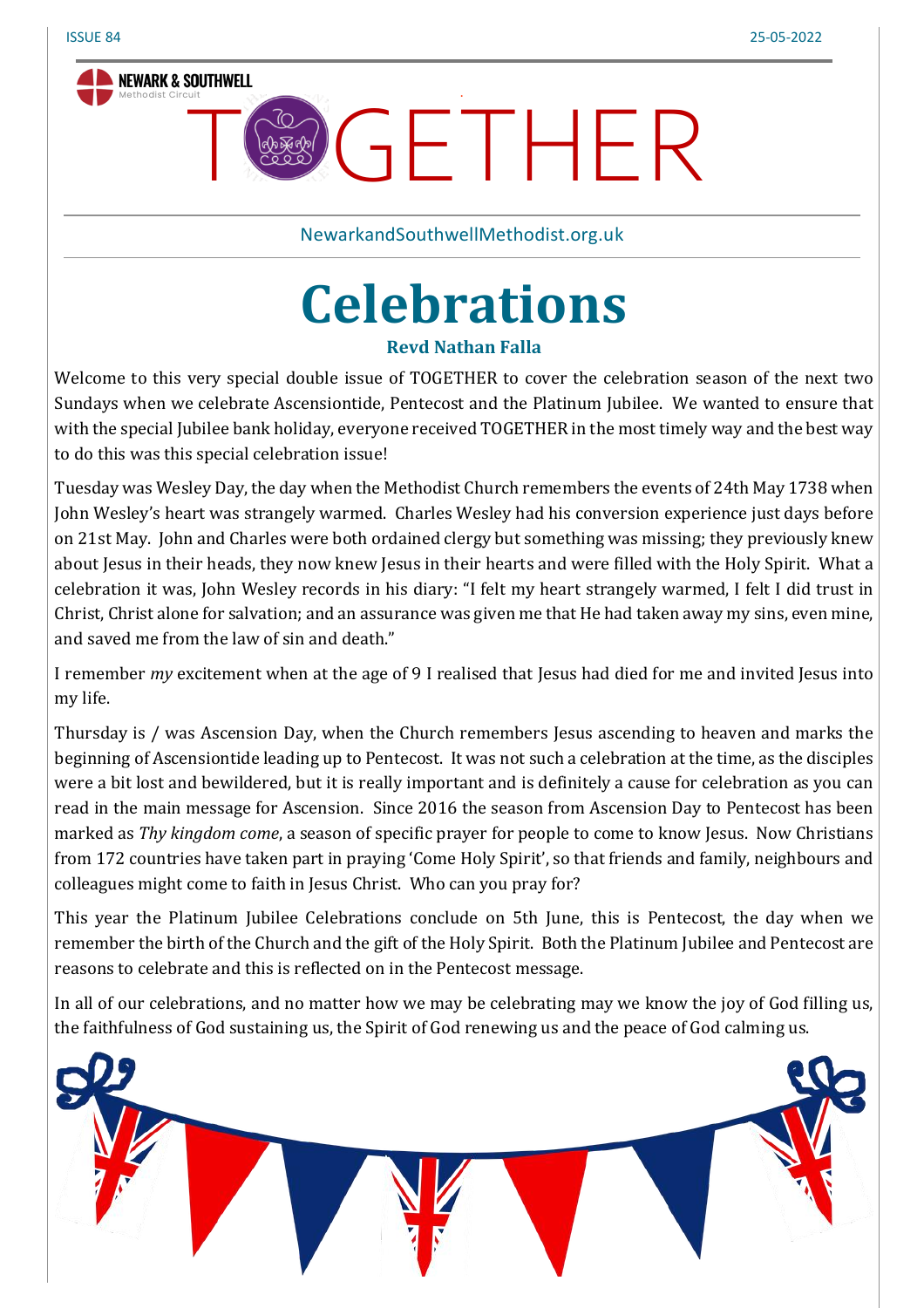ISSUE 84 25-05-2022

NEWARK & SOUTHWELL Methodist Circuit

# TOGETHER

NewarkandSouthwellMethodist.org.uk

# Celebrations

**Revd Nathan Falla**

Welcome to this very special double issue of TOGETHER to cover the celebration season of the next two Sundays when we celebrate Ascensiontide, Pentecost and the Platinum Jubilee. We wanted to ensure that with the special Jubilee bank holiday, everyone received TOGETHER in the most timely way and the best way to do this was this special celebration issue!

Tuesday was Wesley Day, the day when the Methodist Church remembers the events of 24th May 1738 when John Wesley's heart was strangely warmed. Charles Wesley had his conversion experience just days before on 21st May. John and Charles were both ordained clergy but something was missing; they previously knew about Jesus in their heads, they now knew Jesus in their hearts and were filled with the Holy Spirit. What a celebration it was, John Wesley records in his diary: "I felt my heart strangely warmed, I felt I did trust in Christ, Christ alone for salvation; and an assurance was given me that He had taken away my sins, even mine, and saved me from the law of sin and death."

I remember *my* excitement when at the age of 9 I realised that Jesus had died for me and invited Jesus into my life.

Thursday is / was Ascension Day, when the Church remembers Jesus ascending to heaven and marks the beginning of Ascensiontide leading up to Pentecost. It was not such a celebration at the time, as the disciples were a bit lost and bewildered, but it is really important and is definitely a cause for celebration as you can read in the main message for Ascension. Since 2016 the season from Ascension Day to Pentecost has been marked as *Thy kingdom come*, a season of specific prayer for people to come to know Jesus. Now Christians from 172 countries have taken part in praying 'Come Holy Spirit', so that friends and family, neighbours and colleagues might come to faith in Jesus Christ. Who can you pray for?

This year the Platinum Jubilee Celebrations conclude on 5th June, this is Pentecost, the day when we remember the birth of the Church and the gift of the Holy Spirit. Both the Platinum Jubilee and Pentecost are reasons to celebrate and this is reflected on in the Pentecost message.

In all of our celebrations, and no matter how we may be celebrating may we know the joy of God filling us, the faithfulness of God sustaining us, the Spirit of God renewing us and the peace of God calming us.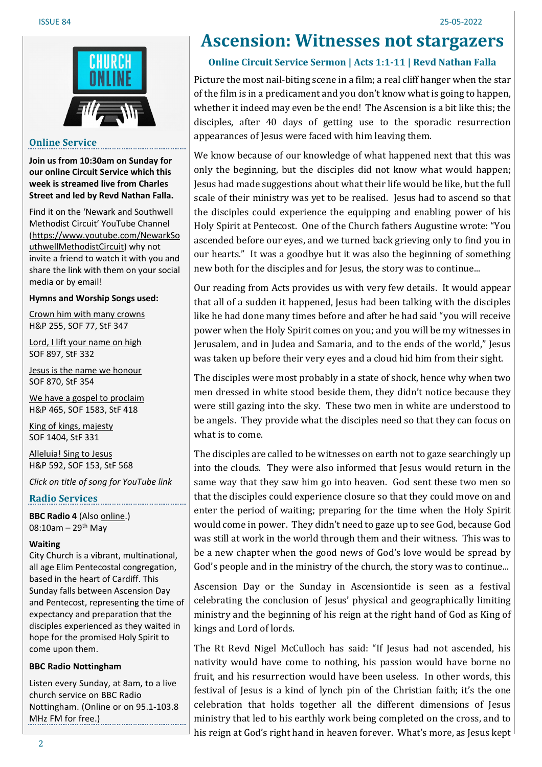# Ascension: Witnesses not stargazers

### Online Circuit Service Sermon | Acts 1:1-11 | Revd Nathan Falla

Picture the most nail-biting scene in a film; a real cliff hanger when the star of the film is in a predicament and you don't know what is going to happen, whether it indeed may even be the end! The Ascension is a bit like this; the disciples, after 40 days of getting use to the sporadic resurrection appearances of Jesus were faced with him leaving them.

We know because of our knowledge of what happened next that this was only the beginning, but the disciples did not know what would happen; Jesus had made suggestions about what their life would be like, but the full scale of their ministry was yet to be realised. Jesus had to ascend so that the disciples could experience the equipping and enabling power of his Holy Spirit at Pentecost. One of the Church fathers Augustine wrote: "You ascended before our eyes, and we turned back grieving only to find you in our hearts." It was a goodbye but it was also the beginning of something new both for the disciples and for Jesus, the story was to continue...

Our reading from Acts provides us with very few details. It would appear that all of a sudden it happened, Jesus had been talking with the disciples like he had done many times before and after he had said "you will receive power when the Holy Spirit comes on you; and you will be my witnesses in Jerusalem, and in Judea and Samaria, and to the ends of the world," Jesus was taken up before their very eyes and a cloud hid him from their sight.

The disciples were most probably in a state of shock, hence why when two men dressed in white stood beside them, they didn't notice because they were still gazing into the sky. These two men in white are understood to be angels. They provide what the disciples need so that they can focus on what is to come.

The disciples are called to be witnesses on earth not to gaze searchingly up into the clouds. They were also informed that Jesus would return in the same way that they saw him go into heaven. God sent these two men so that the disciples could experience closure so that they could move on and enter the period of waiting; preparing for the time when the Holy Spirit would come in power. They didn't need to gaze up to see God, because God was still at work in the world through them and their witness. This was to be a new chapter when the good news of God's love would be spread by God's people and in the ministry of the church, the story was to continue...

Ascension Day or the Sunday in Ascensiontide is seen as a festival celebrating the conclusion of Jesus' physical and geographically limiting ministry and the beginning of his reign at the right hand of God as King of kings and Lord of lords.

The Rt Revd Nigel McCulloch has said: "If Jesus had not ascended, his nativity would have come to nothing, his passion would have borne no fruit, and his resurrection would have been useless. In other words, this festival of Jesus is a kind of lynch pin of the Christian faith; it's the one celebration that holds together all the different dimensions of Jesus ministry that led to his earthly work being completed on the cross, and to his reign at God's right hand in heaven forever. What's more, as Jesus kept

## Online Service

**Join us from 10:30am on Sunday for our online Circuit Service which this week is streamed live from Charles Street and led by Revd Nathan Falla.**

Find it on the 'Newark and Southwell Methodist Circuit' YouTube Channel (https://www.youtube.com/NewarkSouthwellMethodistCircuit) why not invite a friend to watch it with you and share the link with them on your social media or by email!

**Hymns and Worship Songs used:**

Crown him with many crowns
H&P 255, SOF 77, StF 347

Lord, I lift your name on high
SOF 897, StF 332

Jesus is the name we honour
SOF 870, StF 354

We have a gospel to proclaim
H&P 465, SOF 1583, StF 418

King of kings, majesty
SOF 1404, StF 331

Alleluia! Sing to Jesus
H&P 592, SOF 153, StF 568

*Click on title of song for YouTube link*

## Radio Services

**BBC Radio 4** (Also online.)
08:10am – 29th May

**Waiting**
City Church is a vibrant, multinational, all age Elim Pentecostal congregation, based in the heart of Cardiff. This Sunday falls between Ascension Day and Pentecost, representing the time of expectancy and preparation that the disciples experienced as they waited in hope for the promised Holy Spirit to come upon them.

**BBC Radio Nottingham**

Listen every Sunday, at 8am, to a live church service on BBC Radio Nottingham. (Online or on 95.1-103.8 MHz FM for free.)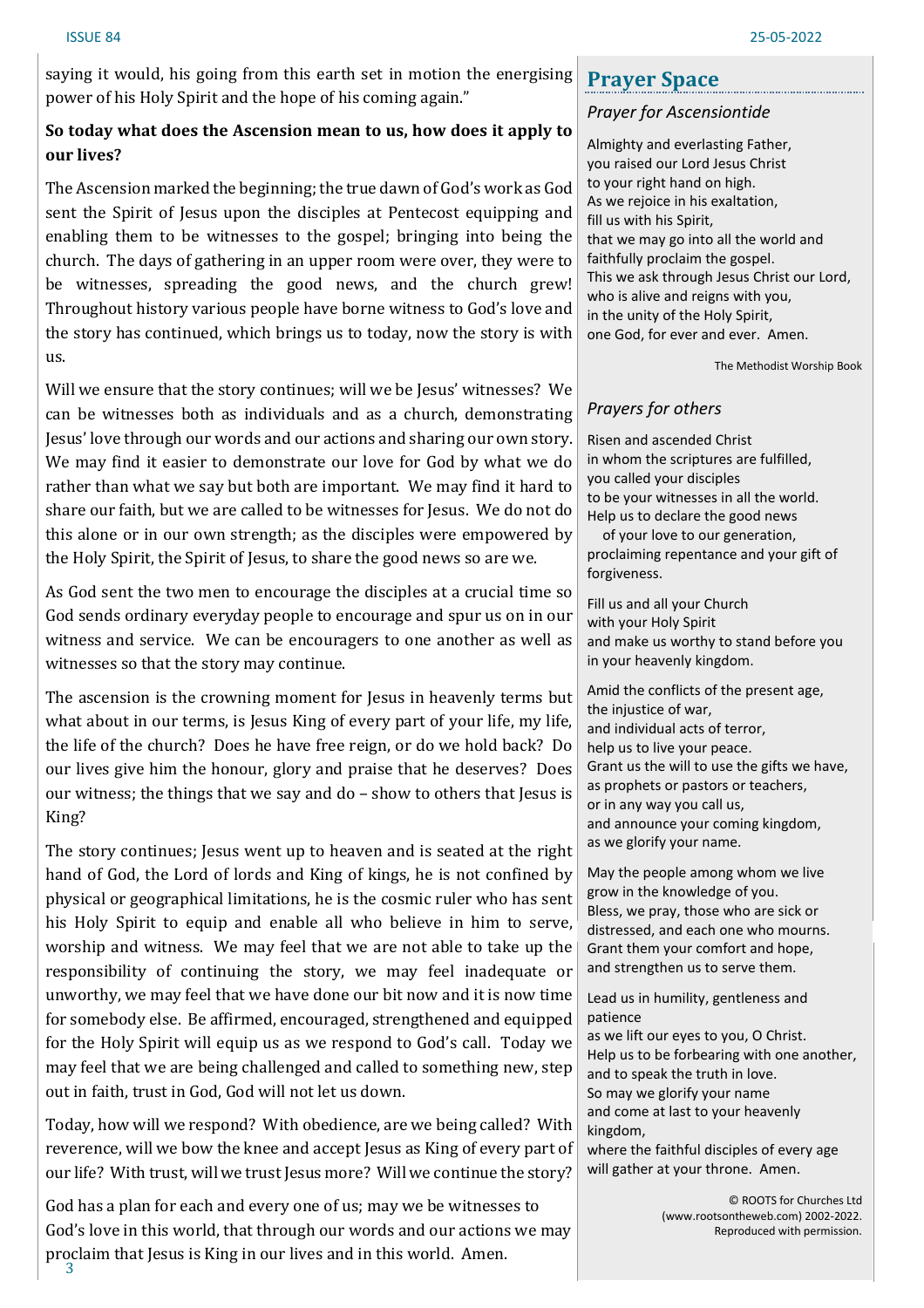saying it would, his going from this earth set in motion the energising power of his Holy Spirit and the hope of his coming again."

**So today what does the Ascension mean to us, how does it apply to our lives?**

The Ascension marked the beginning; the true dawn of God's work as God sent the Spirit of Jesus upon the disciples at Pentecost equipping and enabling them to be witnesses to the gospel; bringing into being the church. The days of gathering in an upper room were over, they were to be witnesses, spreading the good news, and the church grew! Throughout history various people have borne witness to God's love and the story has continued, which brings us to today, now the story is with us.

Will we ensure that the story continues; will we be Jesus' witnesses? We can be witnesses both as individuals and as a church, demonstrating Jesus' love through our words and our actions and sharing our own story. We may find it easier to demonstrate our love for God by what we do rather than what we say but both are important. We may find it hard to share our faith, but we are called to be witnesses for Jesus. We do not do this alone or in our own strength; as the disciples were empowered by the Holy Spirit, the Spirit of Jesus, to share the good news so are we.

As God sent the two men to encourage the disciples at a crucial time so God sends ordinary everyday people to encourage and spur us on in our witness and service. We can be encouragers to one another as well as witnesses so that the story may continue.

The ascension is the crowning moment for Jesus in heavenly terms but what about in our terms, is Jesus King of every part of your life, my life, the life of the church? Does he have free reign, or do we hold back? Do our lives give him the honour, glory and praise that he deserves? Does our witness; the things that we say and do – show to others that Jesus is King?

The story continues; Jesus went up to heaven and is seated at the right hand of God, the Lord of lords and King of kings, he is not confined by physical or geographical limitations, he is the cosmic ruler who has sent his Holy Spirit to equip and enable all who believe in him to serve, worship and witness. We may feel that we are not able to take up the responsibility of continuing the story, we may feel inadequate or unworthy, we may feel that we have done our bit now and it is now time for somebody else. Be affirmed, encouraged, strengthened and equipped for the Holy Spirit will equip us as we respond to God's call. Today we may feel that we are being challenged and called to something new, step out in faith, trust in God, God will not let us down.

Today, how will we respond? With obedience, are we being called? With reverence, will we bow the knee and accept Jesus as King of every part of our life? With trust, will we trust Jesus more? Will we continue the story?

God has a plan for each and every one of us; may we be witnesses to God's love in this world, that through our words and our actions we may proclaim that Jesus is King in our lives and in this world. Amen.

## Prayer Space

*Prayer for Ascensiontide*

Almighty and everlasting Father,
you raised our Lord Jesus Christ
to your right hand on high.
As we rejoice in his exaltation,
fill us with his Spirit,
that we may go into all the world and
faithfully proclaim the gospel.
This we ask through Jesus Christ our Lord,
who is alive and reigns with you,
in the unity of the Holy Spirit,
one God, for ever and ever. Amen.

The Methodist Worship Book

*Prayers for others*

Risen and ascended Christ
in whom the scriptures are fulfilled,
you called your disciples
to be your witnesses in all the world.
Help us to declare the good news
of your love to our generation,
proclaiming repentance and your gift of forgiveness.

Fill us and all your Church
with your Holy Spirit
and make us worthy to stand before you
in your heavenly kingdom.

Amid the conflicts of the present age,
the injustice of war,
and individual acts of terror,
help us to live your peace.
Grant us the will to use the gifts we have,
as prophets or pastors or teachers,
or in any way you call us,
and announce your coming kingdom,
as we glorify your name.

May the people among whom we live
grow in the knowledge of you.
Bless, we pray, those who are sick or
distressed, and each one who mourns.
Grant them your comfort and hope,
and strengthen us to serve them.

Lead us in humility, gentleness and patience
as we lift our eyes to you, O Christ.
Help us to be forbearing with one another,
and to speak the truth in love.
So may we glorify your name
and come at last to your heavenly kingdom,
where the faithful disciples of every age
will gather at your throne. Amen.

© ROOTS for Churches Ltd (www.rootsontheweb.com) 2002-2022. Reproduced with permission.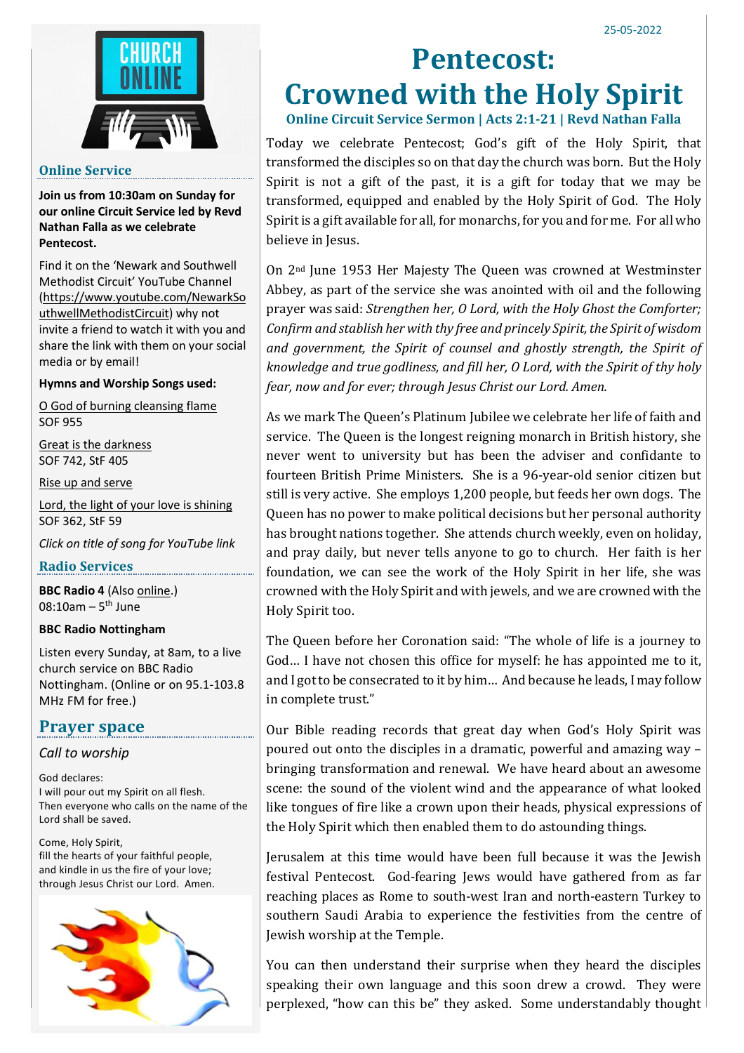25-05-2022

# Pentecost: Crowned with the Holy Spirit

**Online Circuit Service Sermon | Acts 2:1-21 | Revd Nathan Falla**

Today we celebrate Pentecost; God's gift of the Holy Spirit, that transformed the disciples so on that day the church was born. But the Holy Spirit is not a gift of the past, it is a gift for today that we may be transformed, equipped and enabled by the Holy Spirit of God. The Holy Spirit is a gift available for all, for monarchs, for you and for me. For all who believe in Jesus.

On 2nd June 1953 Her Majesty The Queen was crowned at Westminster Abbey, as part of the service she was anointed with oil and the following prayer was said: *Strengthen her, O Lord, with the Holy Ghost the Comforter; Confirm and stablish her with thy free and princely Spirit, the Spirit of wisdom and government, the Spirit of counsel and ghostly strength, the Spirit of knowledge and true godliness, and fill her, O Lord, with the Spirit of thy holy fear, now and for ever; through Jesus Christ our Lord. Amen.*

As we mark The Queen's Platinum Jubilee we celebrate her life of faith and service. The Queen is the longest reigning monarch in British history, she never went to university but has been the adviser and confidante to fourteen British Prime Ministers. She is a 96-year-old senior citizen but still is very active. She employs 1,200 people, but feeds her own dogs. The Queen has no power to make political decisions but her personal authority has brought nations together. She attends church weekly, even on holiday, and pray daily, but never tells anyone to go to church. Her faith is her foundation, we can see the work of the Holy Spirit in her life, she was crowned with the Holy Spirit and with jewels, and we are crowned with the Holy Spirit too.

The Queen before her Coronation said: "The whole of life is a journey to God… I have not chosen this office for myself: he has appointed me to it, and I got to be consecrated to it by him… And because he leads, I may follow in complete trust."

Our Bible reading records that great day when God's Holy Spirit was poured out onto the disciples in a dramatic, powerful and amazing way – bringing transformation and renewal. We have heard about an awesome scene: the sound of the violent wind and the appearance of what looked like tongues of fire like a crown upon their heads, physical expressions of the Holy Spirit which then enabled them to do astounding things.

Jerusalem at this time would have been full because it was the Jewish festival Pentecost. God-fearing Jews would have gathered from as far reaching places as Rome to south-west Iran and north-eastern Turkey to southern Saudi Arabia to experience the festivities from the centre of Jewish worship at the Temple.

You can then understand their surprise when they heard the disciples speaking their own language and this soon drew a crowd. They were perplexed, "how can this be" they asked. Some understandably thought

## Online Service

**Join us from 10:30am on Sunday for our online Circuit Service led by Revd Nathan Falla as we celebrate Pentecost.**

Find it on the 'Newark and Southwell Methodist Circuit' YouTube Channel (https://www.youtube.com/NewarkSouthwellMethodistCircuit) why not invite a friend to watch it with you and share the link with them on your social media or by email!

**Hymns and Worship Songs used:**

O God of burning cleansing flame
SOF 955

Great is the darkness
SOF 742, StF 405

Rise up and serve

Lord, the light of your love is shining
SOF 362, StF 59

*Click on title of song for YouTube link*

## Radio Services

**BBC Radio 4** (Also online.)
08:10am – 5th June

**BBC Radio Nottingham**

Listen every Sunday, at 8am, to a live church service on BBC Radio Nottingham. (Online or on 95.1-103.8 MHz FM for free.)

## Prayer space

*Call to worship*

God declares:
I will pour out my Spirit on all flesh.
Then everyone who calls on the name of the Lord shall be saved.

Come, Holy Spirit,
fill the hearts of your faithful people,
and kindle in us the fire of your love;
through Jesus Christ our Lord. Amen.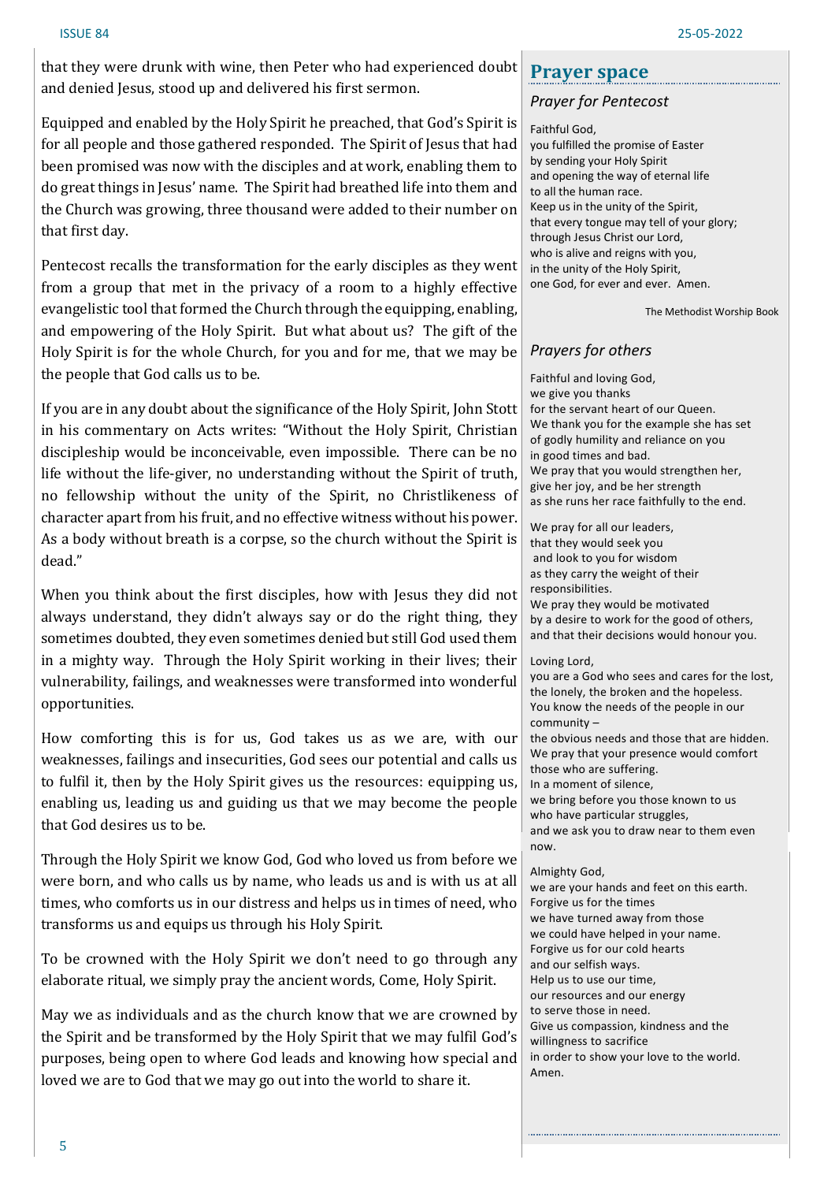that they were drunk with wine, then Peter who had experienced doubt and denied Jesus, stood up and delivered his first sermon.

Equipped and enabled by the Holy Spirit he preached, that God's Spirit is for all people and those gathered responded. The Spirit of Jesus that had been promised was now with the disciples and at work, enabling them to do great things in Jesus' name. The Spirit had breathed life into them and the Church was growing, three thousand were added to their number on that first day.

Pentecost recalls the transformation for the early disciples as they went from a group that met in the privacy of a room to a highly effective evangelistic tool that formed the Church through the equipping, enabling, and empowering of the Holy Spirit. But what about us? The gift of the Holy Spirit is for the whole Church, for you and for me, that we may be the people that God calls us to be.

If you are in any doubt about the significance of the Holy Spirit, John Stott in his commentary on Acts writes: "Without the Holy Spirit, Christian discipleship would be inconceivable, even impossible. There can be no life without the life-giver, no understanding without the Spirit of truth, no fellowship without the unity of the Spirit, no Christlikeness of character apart from his fruit, and no effective witness without his power. As a body without breath is a corpse, so the church without the Spirit is dead."

When you think about the first disciples, how with Jesus they did not always understand, they didn't always say or do the right thing, they sometimes doubted, they even sometimes denied but still God used them in a mighty way. Through the Holy Spirit working in their lives; their vulnerability, failings, and weaknesses were transformed into wonderful opportunities.

How comforting this is for us, God takes us as we are, with our weaknesses, failings and insecurities, God sees our potential and calls us to fulfil it, then by the Holy Spirit gives us the resources: equipping us, enabling us, leading us and guiding us that we may become the people that God desires us to be.

Through the Holy Spirit we know God, God who loved us from before we were born, and who calls us by name, who leads us and is with us at all times, who comforts us in our distress and helps us in times of need, who transforms us and equips us through his Holy Spirit.

To be crowned with the Holy Spirit we don't need to go through any elaborate ritual, we simply pray the ancient words, Come, Holy Spirit.

May we as individuals and as the church know that we are crowned by the Spirit and be transformed by the Holy Spirit that we may fulfil God's purposes, being open to where God leads and knowing how special and loved we are to God that we may go out into the world to share it.

## Prayer space

### *Prayer for Pentecost*

Faithful God,
you fulfilled the promise of Easter
by sending your Holy Spirit
and opening the way of eternal life
to all the human race.
Keep us in the unity of the Spirit,
that every tongue may tell of your glory;
through Jesus Christ our Lord,
who is alive and reigns with you,
in the unity of the Holy Spirit,
one God, for ever and ever. Amen.

The Methodist Worship Book

### *Prayers for others*

Faithful and loving God,
we give you thanks
for the servant heart of our Queen.
We thank you for the example she has set
of godly humility and reliance on you
in good times and bad.
We pray that you would strengthen her,
give her joy, and be her strength
as she runs her race faithfully to the end.

We pray for all our leaders,
that they would seek you
and look to you for wisdom
as they carry the weight of their responsibilities.
We pray they would be motivated
by a desire to work for the good of others,
and that their decisions would honour you.

Loving Lord,
you are a God who sees and cares for the lost,
the lonely, the broken and the hopeless.
You know the needs of the people in our community –
the obvious needs and those that are hidden.
We pray that your presence would comfort
those who are suffering.
In a moment of silence,
we bring before you those known to us
who have particular struggles,
and we ask you to draw near to them even now.

Almighty God,
we are your hands and feet on this earth.
Forgive us for the times
we have turned away from those
we could have helped in your name.
Forgive us for our cold hearts
and our selfish ways.
Help us to use our time,
our resources and our energy
to serve those in need.
Give us compassion, kindness and the
willingness to sacrifice
in order to show your love to the world.
Amen.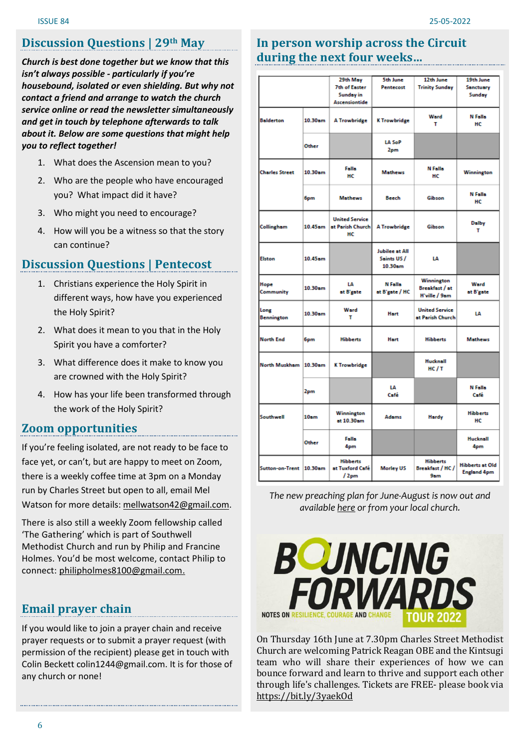## Discussion Questions | 29th May

***Church is best done together but we know that this isn't always possible - particularly if you're housebound, isolated or even shielding. But why not contact a friend and arrange to watch the church service online or read the newsletter simultaneously and get in touch by telephone afterwards to talk about it. Below are some questions that might help you to reflect together!***

1. What does the Ascension mean to you?
2. Who are the people who have encouraged you? What impact did it have?
3. Who might you need to encourage?
4. How will you be a witness so that the story can continue?

## Discussion Questions | Pentecost

1. Christians experience the Holy Spirit in different ways, how have you experienced the Holy Spirit?
2. What does it mean to you that in the Holy Spirit you have a comforter?
3. What difference does it make to know you are crowned with the Holy Spirit?
4. How has your life been transformed through the work of the Holy Spirit?

## Zoom opportunities

If you're feeling isolated, are not ready to be face to face yet, or can't, but are happy to meet on Zoom, there is a weekly coffee time at 3pm on a Monday run by Charles Street but open to all, email Mel Watson for more details: mellwatson42@gmail.com.

There is also still a weekly Zoom fellowship called 'The Gathering' which is part of Southwell Methodist Church and run by Philip and Francine Holmes. You'd be most welcome, contact Philip to connect: philipholmes8100@gmail.com.

## Email prayer chain

If you would like to join a prayer chain and receive prayer requests or to submit a prayer request (with permission of the recipient) please get in touch with Colin Beckett colin1244@gmail.com. It is for those of any church or none!

## In person worship across the Circuit during the next four weeks…

| | | 29th May 7th of Easter Sunday in Ascensiontide | 5th June Pentecost | 12th June Trinity Sunday | 19th June Sanctuary Sunday |
|---|---|---|---|---|---|
| Balderton | 10.30am | A Trowbridge | K Trowbridge | Ward T | N Falla HC |
| | Other | | LA SoP 2pm | | |
| Charles Street | 10.30am | Falla HC | Mathews | N Falla HC | Winnington |
| | 6pm | Mathews | Beech | Gibson | N Falla HC |
| Collingham | 10.45am | United Service at Parish Church HC | A Trowbridge | Gibson | Dalby T |
| Elston | 10.45am | | Jubilee at All Saints US / 10.30am | LA | |
| Hope Community | 10.30am | LA at B'gate | N Falla at B'gate / HC | Winnington Breakfast / at H'ville / 9am | Ward at B'gate |
| Long Bennington | 10.30am | Ward T | Hart | United Service at Parish Church | LA |
| North End | 6pm | Hibberts | Hart | Hibberts | Mathews |
| North Muskham | 10.30am | K Trowbridge | | Hucknall HC / T | |
| | 2pm | | LA Café | | N Falla Café |
| Southwell | 10am | Winnington at 10.30am | Adams | Hardy | Hibberts HC |
| | Other | Falla 4pm | | | Hucknall 4pm |
| Sutton-on-Trent | 10.30am | Hibberts at Tuxford Café / 2pm | Morley US | Hibberts Breakfast / HC / 9am | Hibberts at Old England 4pm |

*The new preaching plan for June-August is now out and available here or from your local church.*

BOUNCING FORWARDS
NOTES ON RESILIENCE, COURAGE AND CHANGE
TOUR 2022

On Thursday 16th June at 7.30pm Charles Street Methodist Church are welcoming Patrick Reagan OBE and the Kintsugi team who will share their experiences of how we can bounce forward and learn to thrive and support each other through life's challenges. Tickets are FREE- please book via https://bit.ly/3yaekOd